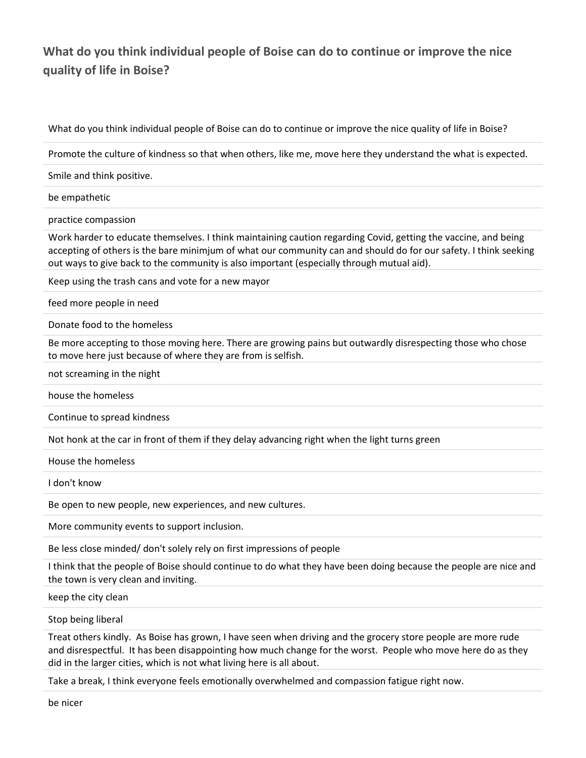## What do you think individual people of Boise can do to continue or improve the nice quality of life in Boise?

| What do you think individual people of Boise can do to continue or improve the nice quality of life in Boise? |
| --- |
| Promote the culture of kindness so that when others, like me, move here they understand the what is expected. |
| Smile and think positive. |
| be empathetic |
| practice compassion |
| Work harder to educate themselves. I think maintaining caution regarding Covid, getting the vaccine, and being accepting of others is the bare minimjum of what our community can and should do for our safety. I think seeking out ways to give back to the community is also important (especially through mutual aid). |
| Keep using the trash cans and vote for a new mayor |
| feed more people in need |
| Donate food to the homeless |
| Be more accepting to those moving here. There are growing pains but outwardly disrespecting those who chose to move here just because of where they are from is selfish. |
| not screaming in the night |
| house the homeless |
| Continue to spread kindness |
| Not honk at the car in front of them if they delay advancing right when the light turns green |
| House the homeless |
| I don't know |
| Be open to new people, new experiences, and new cultures. |
| More community events to support inclusion. |
| Be less close minded/ don't solely rely on first impressions of people |
| I think that the people of Boise should continue to do what they have been doing because the people are nice and the town is very clean and inviting. |
| keep the city clean |
| Stop being liberal |
| Treat others kindly. As Boise has grown, I have seen when driving and the grocery store people are more rude and disrespectful. It has been disappointing how much change for the worst. People who move here do as they did in the larger cities, which is not what living here is all about. |
| Take a break, I think everyone feels emotionally overwhelmed and compassion fatigue right now. |
| be nicer |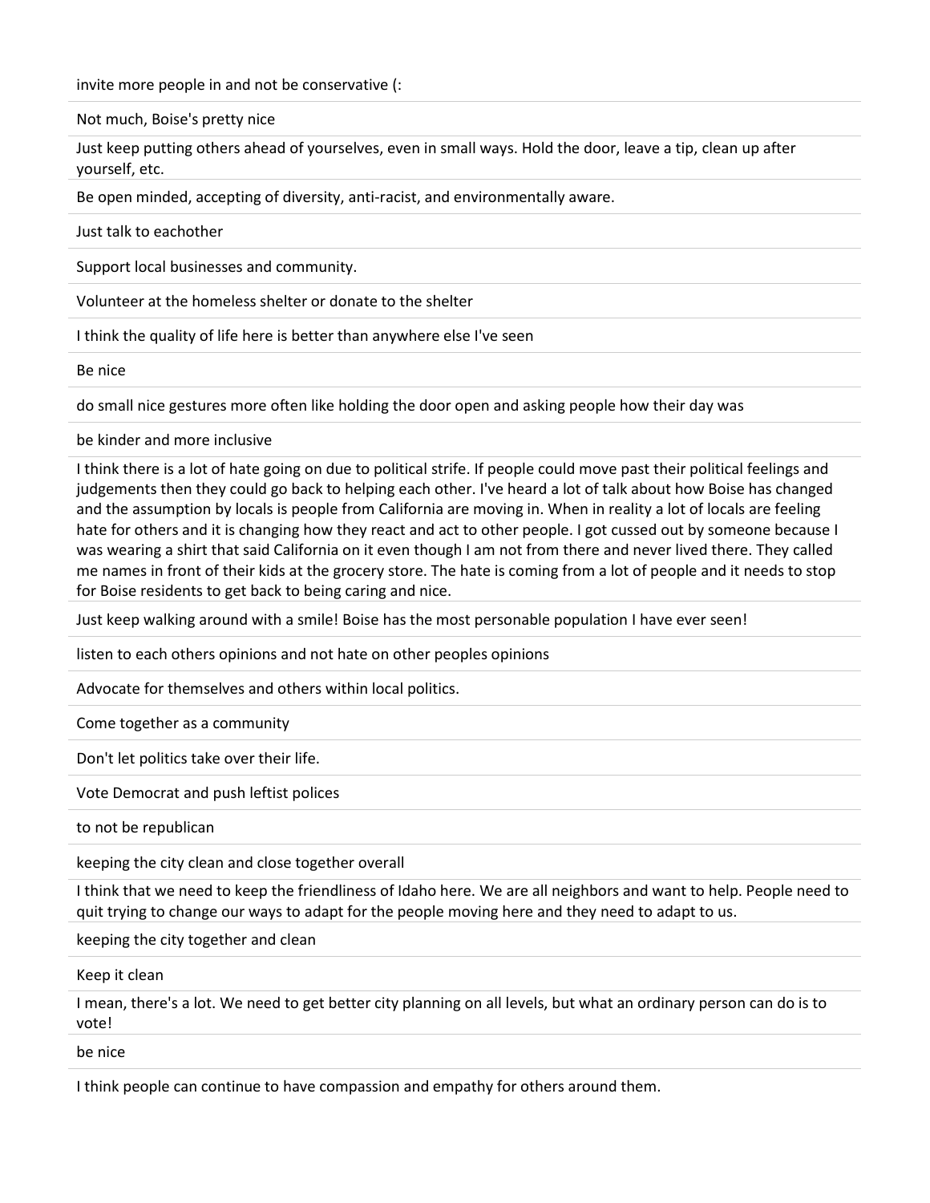invite more people in and not be conservative (:

Not much, Boise's pretty nice

Just keep putting others ahead of yourselves, even in small ways. Hold the door, leave a tip, clean up after yourself, etc.

Be open minded, accepting of diversity, anti-racist, and environmentally aware.

Just talk to eachother

Support local businesses and community.

Volunteer at the homeless shelter or donate to the shelter

I think the quality of life here is better than anywhere else I've seen

Be nice

do small nice gestures more often like holding the door open and asking people how their day was

be kinder and more inclusive

I think there is a lot of hate going on due to political strife. If people could move past their political feelings and judgements then they could go back to helping each other. I've heard a lot of talk about how Boise has changed and the assumption by locals is people from California are moving in. When in reality a lot of locals are feeling hate for others and it is changing how they react and act to other people. I got cussed out by someone because I was wearing a shirt that said California on it even though I am not from there and never lived there. They called me names in front of their kids at the grocery store. The hate is coming from a lot of people and it needs to stop for Boise residents to get back to being caring and nice.

Just keep walking around with a smile! Boise has the most personable population I have ever seen!

listen to each others opinions and not hate on other peoples opinions

Advocate for themselves and others within local politics.

Come together as a community

Don't let politics take over their life.

Vote Democrat and push leftist polices

to not be republican

keeping the city clean and close together overall

I think that we need to keep the friendliness of Idaho here. We are all neighbors and want to help. People need to quit trying to change our ways to adapt for the people moving here and they need to adapt to us.

keeping the city together and clean

Keep it clean

I mean, there's a lot. We need to get better city planning on all levels, but what an ordinary person can do is to vote!

be nice

I think people can continue to have compassion and empathy for others around them.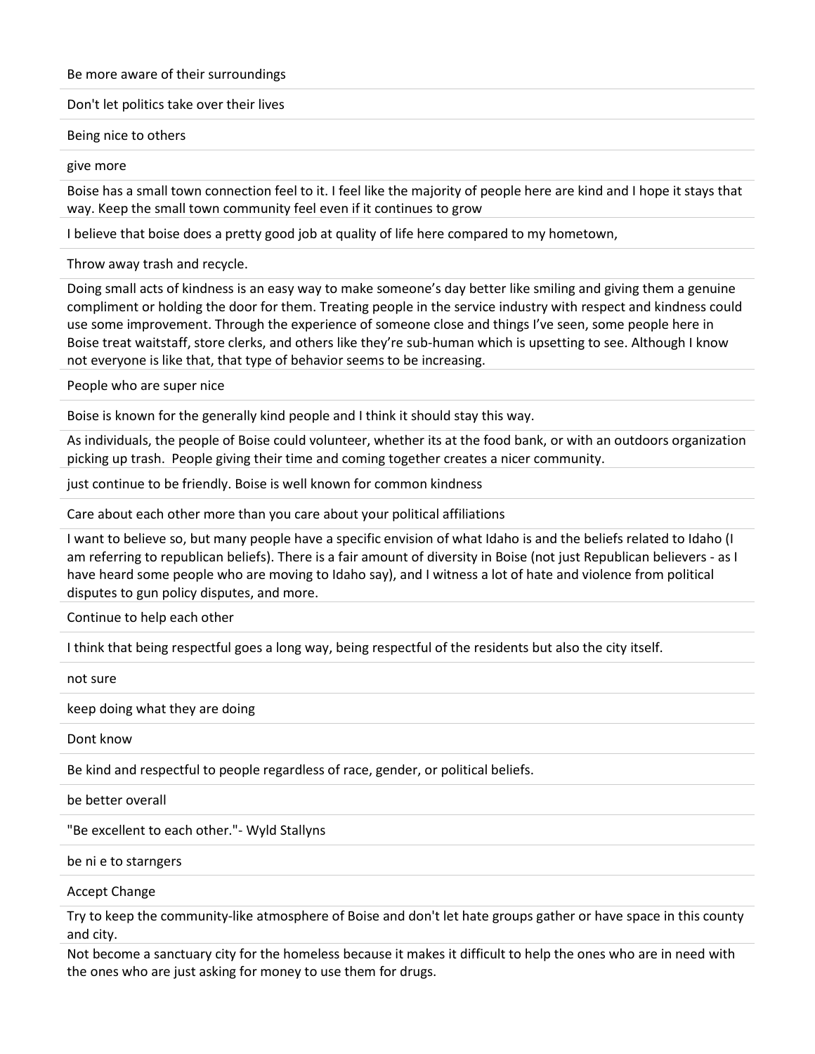Be more aware of their surroundings

Don't let politics take over their lives

Being nice to others

give more

Boise has a small town connection feel to it. I feel like the majority of people here are kind and I hope it stays that way. Keep the small town community feel even if it continues to grow

I believe that boise does a pretty good job at quality of life here compared to my hometown,

Throw away trash and recycle.

Doing small acts of kindness is an easy way to make someone's day better like smiling and giving them a genuine compliment or holding the door for them. Treating people in the service industry with respect and kindness could use some improvement. Through the experience of someone close and things I've seen, some people here in Boise treat waitstaff, store clerks, and others like they're sub-human which is upsetting to see. Although I know not everyone is like that, that type of behavior seems to be increasing.

People who are super nice

Boise is known for the generally kind people and I think it should stay this way.

As individuals, the people of Boise could volunteer, whether its at the food bank, or with an outdoors organization picking up trash. People giving their time and coming together creates a nicer community.

just continue to be friendly. Boise is well known for common kindness

Care about each other more than you care about your political affiliations

I want to believe so, but many people have a specific envision of what Idaho is and the beliefs related to Idaho (I am referring to republican beliefs). There is a fair amount of diversity in Boise (not just Republican believers - as I have heard some people who are moving to Idaho say), and I witness a lot of hate and violence from political disputes to gun policy disputes, and more.

Continue to help each other

I think that being respectful goes a long way, being respectful of the residents but also the city itself.

not sure

keep doing what they are doing

Dont know

Be kind and respectful to people regardless of race, gender, or political beliefs.

be better overall

"Be excellent to each other."- Wyld Stallyns

be ni e to starngers

Accept Change

Try to keep the community-like atmosphere of Boise and don't let hate groups gather or have space in this county and city.

Not become a sanctuary city for the homeless because it makes it difficult to help the ones who are in need with the ones who are just asking for money to use them for drugs.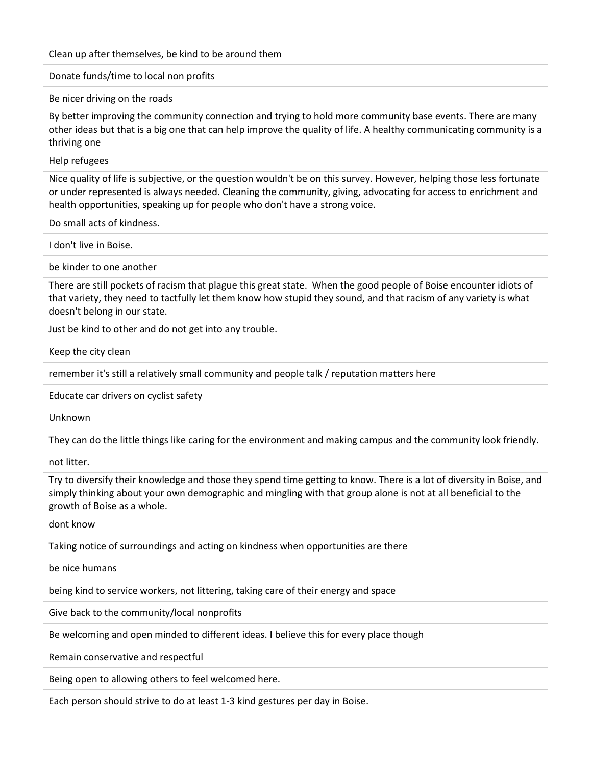Clean up after themselves, be kind to be around them

Donate funds/time to local non profits

Be nicer driving on the roads

By better improving the community connection and trying to hold more community base events. There are many other ideas but that is a big one that can help improve the quality of life. A healthy communicating community is a thriving one

Help refugees

Nice quality of life is subjective, or the question wouldn't be on this survey. However, helping those less fortunate or under represented is always needed. Cleaning the community, giving, advocating for access to enrichment and health opportunities, speaking up for people who don't have a strong voice.

Do small acts of kindness.

I don't live in Boise.

be kinder to one another

There are still pockets of racism that plague this great state.  When the good people of Boise encounter idiots of that variety, they need to tactfully let them know how stupid they sound, and that racism of any variety is what doesn't belong in our state.

Just be kind to other and do not get into any trouble.

Keep the city clean

remember it's still a relatively small community and people talk / reputation matters here

Educate car drivers on cyclist safety

Unknown

They can do the little things like caring for the environment and making campus and the community look friendly.

not litter.

Try to diversify their knowledge and those they spend time getting to know. There is a lot of diversity in Boise, and simply thinking about your own demographic and mingling with that group alone is not at all beneficial to the growth of Boise as a whole.

dont know

Taking notice of surroundings and acting on kindness when opportunities are there

be nice humans

being kind to service workers, not littering, taking care of their energy and space

Give back to the community/local nonprofits

Be welcoming and open minded to different ideas. I believe this for every place though

Remain conservative and respectful

Being open to allowing others to feel welcomed here.

Each person should strive to do at least 1-3 kind gestures per day in Boise.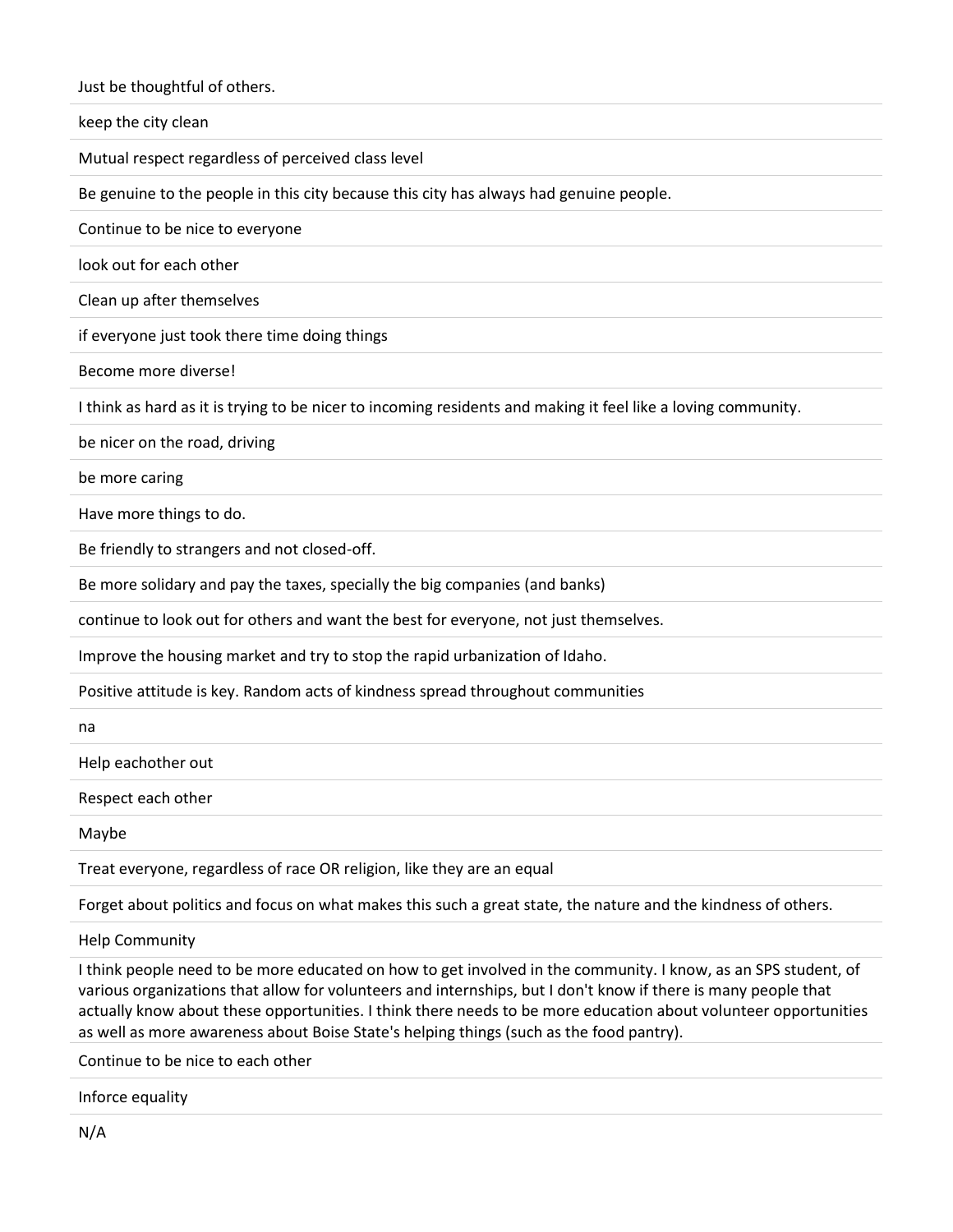Just be thoughtful of others.

keep the city clean

Mutual respect regardless of perceived class level

Be genuine to the people in this city because this city has always had genuine people.

Continue to be nice to everyone

look out for each other

Clean up after themselves

if everyone just took there time doing things

Become more diverse!

I think as hard as it is trying to be nicer to incoming residents and making it feel like a loving community.

be nicer on the road, driving

be more caring

Have more things to do.

Be friendly to strangers and not closed-off.

Be more solidary and pay the taxes, specially the big companies (and banks)

continue to look out for others and want the best for everyone, not just themselves.

Improve the housing market and try to stop the rapid urbanization of Idaho.

Positive attitude is key. Random acts of kindness spread throughout communities

na

Help eachother out

Respect each other

Maybe

Treat everyone, regardless of race OR religion, like they are an equal

Forget about politics and focus on what makes this such a great state, the nature and the kindness of others.

Help Community

I think people need to be more educated on how to get involved in the community. I know, as an SPS student, of various organizations that allow for volunteers and internships, but I don't know if there is many people that actually know about these opportunities. I think there needs to be more education about volunteer opportunities as well as more awareness about Boise State's helping things (such as the food pantry).

Continue to be nice to each other

Inforce equality

N/A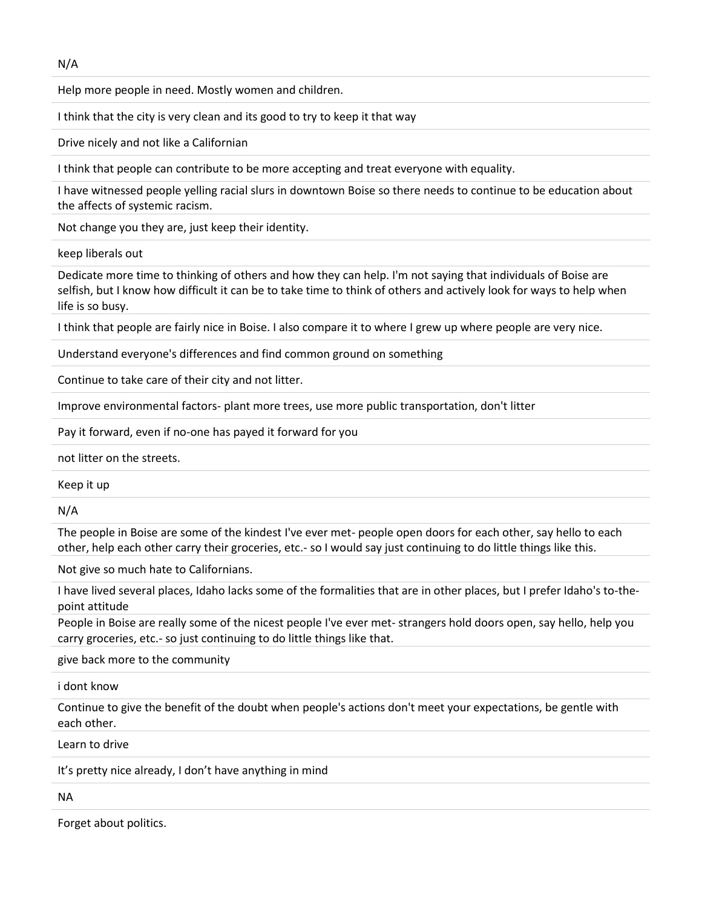N/A

Help more people in need. Mostly women and children.

I think that the city is very clean and its good to try to keep it that way

Drive nicely and not like a Californian

I think that people can contribute to be more accepting and treat everyone with equality.

I have witnessed people yelling racial slurs in downtown Boise so there needs to continue to be education about the affects of systemic racism.

Not change you they are, just keep their identity.

keep liberals out

Dedicate more time to thinking of others and how they can help. I'm not saying that individuals of Boise are selfish, but I know how difficult it can be to take time to think of others and actively look for ways to help when life is so busy.

I think that people are fairly nice in Boise. I also compare it to where I grew up where people are very nice.

Understand everyone's differences and find common ground on something

Continue to take care of their city and not litter.

Improve environmental factors- plant more trees, use more public transportation, don't litter

Pay it forward, even if no-one has payed it forward for you

not litter on the streets.

Keep it up

N/A

The people in Boise are some of the kindest I've ever met- people open doors for each other, say hello to each other, help each other carry their groceries, etc.- so I would say just continuing to do little things like this.

Not give so much hate to Californians.

I have lived several places, Idaho lacks some of the formalities that are in other places, but I prefer Idaho's to-the-point attitude

People in Boise are really some of the nicest people I've ever met- strangers hold doors open, say hello, help you carry groceries, etc.- so just continuing to do little things like that.

give back more to the community

i dont know

Continue to give the benefit of the doubt when people's actions don't meet your expectations, be gentle with each other.

Learn to drive

It's pretty nice already, I don't have anything in mind

NA

Forget about politics.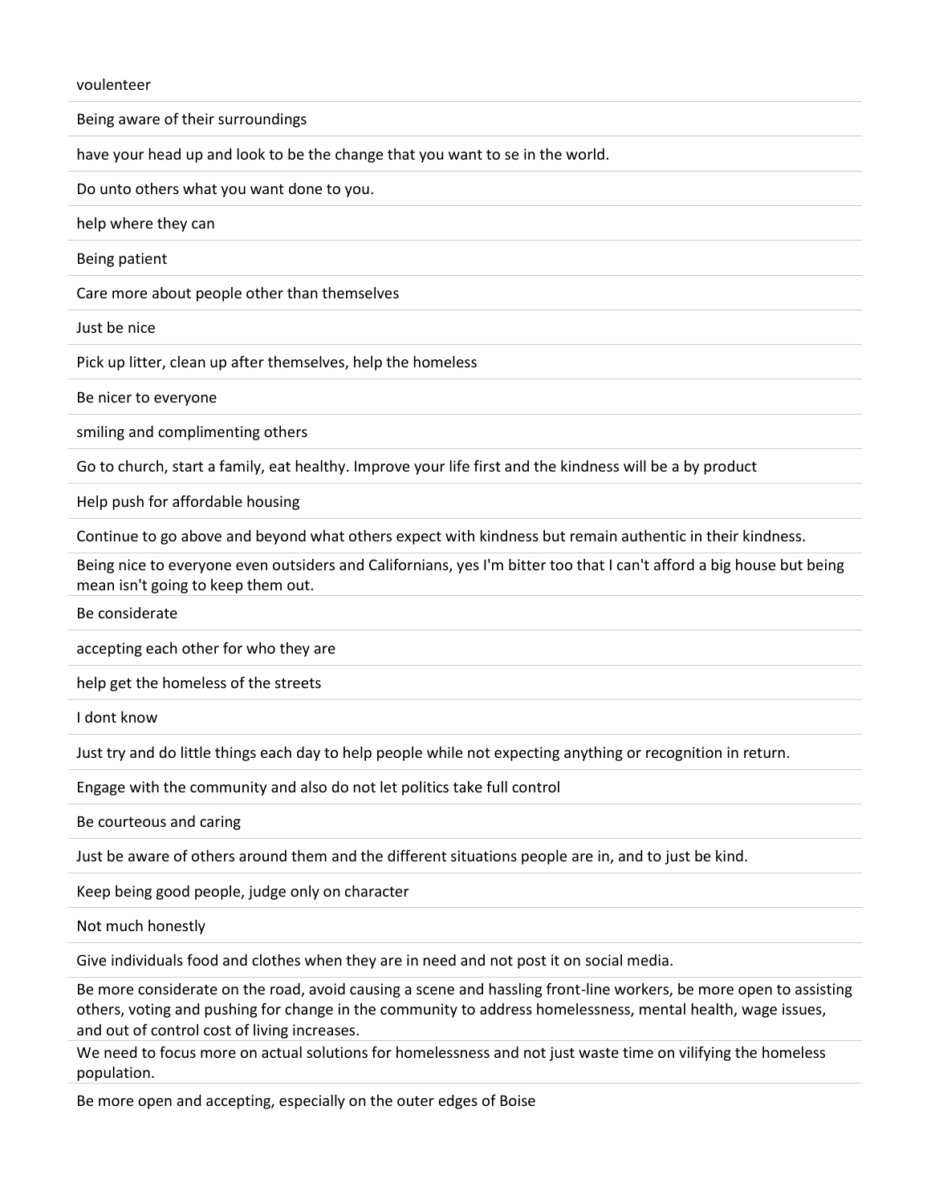voulenteer

Being aware of their surroundings

have your head up and look to be the change that you want to se in the world.

Do unto others what you want done to you.

help where they can

Being patient

Care more about people other than themselves

Just be nice

Pick up litter, clean up after themselves, help the homeless

Be nicer to everyone

smiling and complimenting others

Go to church, start a family, eat healthy. Improve your life first and the kindness will be a by product

Help push for affordable housing

Continue to go above and beyond what others expect with kindness but remain authentic in their kindness.

Being nice to everyone even outsiders and Californians, yes I'm bitter too that I can't afford a big house but being mean isn't going to keep them out.

Be considerate

accepting each other for who they are

help get the homeless of the streets

I dont know

Just try and do little things each day to help people while not expecting anything or recognition in return.

Engage with the community and also do not let politics take full control

Be courteous and caring

Just be aware of others around them and the different situations people are in, and to just be kind.

Keep being good people, judge only on character

Not much honestly

Give individuals food and clothes when they are in need and not post it on social media.

Be more considerate on the road, avoid causing a scene and hassling front-line workers, be more open to assisting others, voting and pushing for change in the community to address homelessness, mental health, wage issues, and out of control cost of living increases.

We need to focus more on actual solutions for homelessness and not just waste time on vilifying the homeless population.

Be more open and accepting, especially on the outer edges of Boise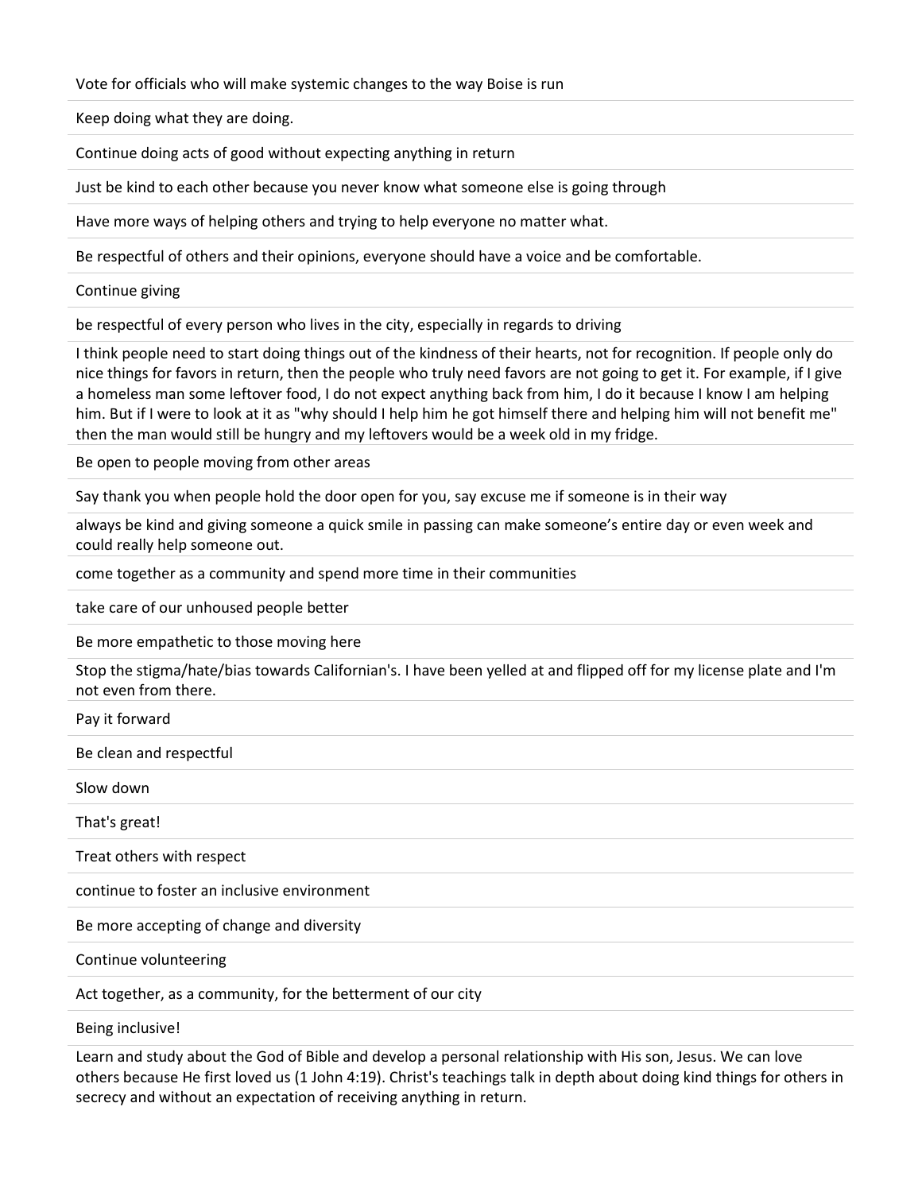Vote for officials who will make systemic changes to the way Boise is run

Keep doing what they are doing.

Continue doing acts of good without expecting anything in return

Just be kind to each other because you never know what someone else is going through

Have more ways of helping others and trying to help everyone no matter what.

Be respectful of others and their opinions, everyone should have a voice and be comfortable.

Continue giving

be respectful of every person who lives in the city, especially in regards to driving

I think people need to start doing things out of the kindness of their hearts, not for recognition. If people only do nice things for favors in return, then the people who truly need favors are not going to get it. For example, if I give a homeless man some leftover food, I do not expect anything back from him, I do it because I know I am helping him. But if I were to look at it as "why should I help him he got himself there and helping him will not benefit me" then the man would still be hungry and my leftovers would be a week old in my fridge.

Be open to people moving from other areas

Say thank you when people hold the door open for you, say excuse me if someone is in their way

always be kind and giving someone a quick smile in passing can make someone's entire day or even week and could really help someone out.

come together as a community and spend more time in their communities

take care of our unhoused people better

Be more empathetic to those moving here

Stop the stigma/hate/bias towards Californian's. I have been yelled at and flipped off for my license plate and I'm not even from there.

Pay it forward

Be clean and respectful

Slow down

That's great!

Treat others with respect

continue to foster an inclusive environment

Be more accepting of change and diversity

Continue volunteering

Act together, as a community, for the betterment of our city

Being inclusive!

Learn and study about the God of Bible and develop a personal relationship with His son, Jesus. We can love others because He first loved us (1 John 4:19). Christ's teachings talk in depth about doing kind things for others in secrecy and without an expectation of receiving anything in return.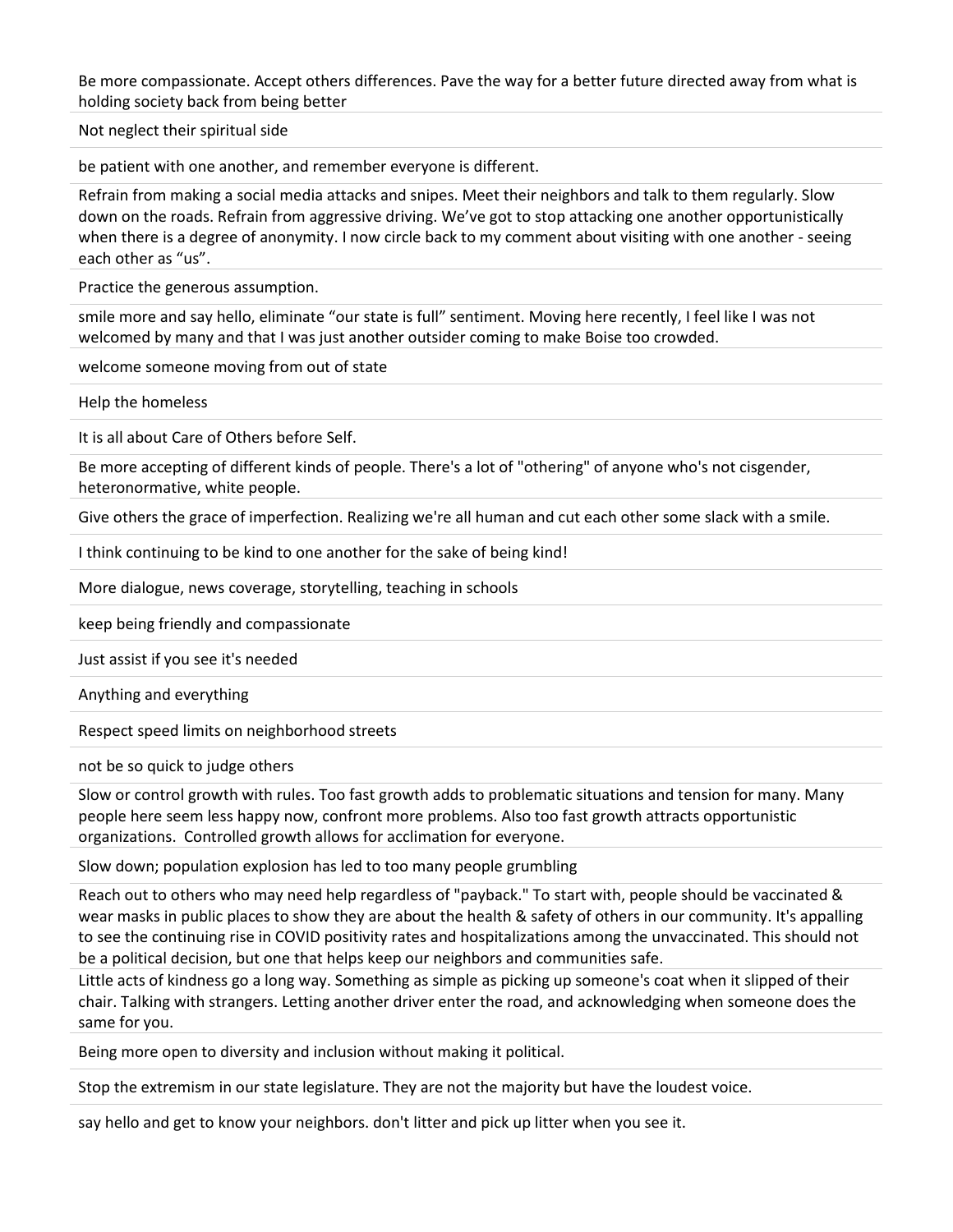Be more compassionate. Accept others differences. Pave the way for a better future directed away from what is holding society back from being better

Not neglect their spiritual side

be patient with one another, and remember everyone is different.

Refrain from making a social media attacks and snipes. Meet their neighbors and talk to them regularly. Slow down on the roads. Refrain from aggressive driving. We've got to stop attacking one another opportunistically when there is a degree of anonymity. I now circle back to my comment about visiting with one another - seeing each other as "us".

Practice the generous assumption.

smile more and say hello, eliminate "our state is full" sentiment. Moving here recently, I feel like I was not welcomed by many and that I was just another outsider coming to make Boise too crowded.

welcome someone moving from out of state

Help the homeless

It is all about Care of Others before Self.

Be more accepting of different kinds of people. There's a lot of "othering" of anyone who's not cisgender, heteronormative, white people.

Give others the grace of imperfection. Realizing we're all human and cut each other some slack with a smile.

I think continuing to be kind to one another for the sake of being kind!

More dialogue, news coverage, storytelling, teaching in schools

keep being friendly and compassionate

Just assist if you see it's needed

Anything and everything

Respect speed limits on neighborhood streets

not be so quick to judge others

Slow or control growth with rules. Too fast growth adds to problematic situations and tension for many. Many people here seem less happy now, confront more problems. Also too fast growth attracts opportunistic organizations. Controlled growth allows for acclimation for everyone.

Slow down; population explosion has led to too many people grumbling

Reach out to others who may need help regardless of "payback." To start with, people should be vaccinated & wear masks in public places to show they are about the health & safety of others in our community. It's appalling to see the continuing rise in COVID positivity rates and hospitalizations among the unvaccinated. This should not be a political decision, but one that helps keep our neighbors and communities safe.

Little acts of kindness go a long way. Something as simple as picking up someone's coat when it slipped of their chair. Talking with strangers. Letting another driver enter the road, and acknowledging when someone does the same for you.

Being more open to diversity and inclusion without making it political.

Stop the extremism in our state legislature. They are not the majority but have the loudest voice.

say hello and get to know your neighbors. don't litter and pick up litter when you see it.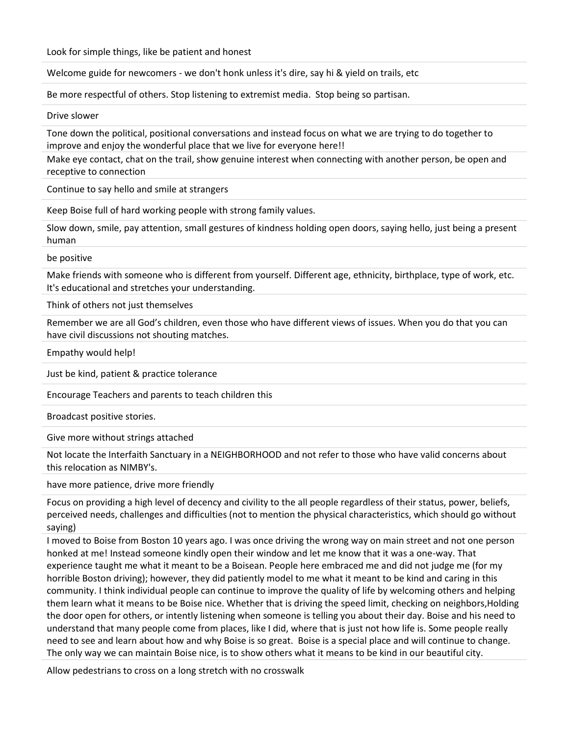Look for simple things, like be patient and honest

Welcome guide for newcomers - we don't honk unless it's dire, say hi & yield on trails, etc

Be more respectful of others. Stop listening to extremist media.  Stop being so partisan.

Drive slower

Tone down the political, positional conversations and instead focus on what we are trying to do together to improve and enjoy the wonderful place that we live for everyone here!!

Make eye contact, chat on the trail, show genuine interest when connecting with another person, be open and receptive to connection

Continue to say hello and smile at strangers

Keep Boise full of hard working people with strong family values.

Slow down, smile, pay attention, small gestures of kindness holding open doors, saying hello, just being a present human

be positive

Make friends with someone who is different from yourself. Different age, ethnicity, birthplace, type of work, etc. It's educational and stretches your understanding.

Think of others not just themselves

Remember we are all God's children, even those who have different views of issues. When you do that you can have civil discussions not shouting matches.

Empathy would help!

Just be kind, patient & practice tolerance

Encourage Teachers and parents to teach children this

Broadcast positive stories.

Give more without strings attached

Not locate the Interfaith Sanctuary in a NEIGHBORHOOD and not refer to those who have valid concerns about this relocation as NIMBY's.

have more patience, drive more friendly

Focus on providing a high level of decency and civility to the all people regardless of their status, power, beliefs, perceived needs, challenges and difficulties (not to mention the physical characteristics, which should go without saying)

I moved to Boise from Boston 10 years ago. I was once driving the wrong way on main street and not one person honked at me! Instead someone kindly open their window and let me know that it was a one-way. That experience taught me what it meant to be a Boisean. People here embraced me and did not judge me (for my horrible Boston driving); however, they did patiently model to me what it meant to be kind and caring in this community. I think individual people can continue to improve the quality of life by welcoming others and helping them learn what it means to be Boise nice. Whether that is driving the speed limit, checking on neighbors,Holding the door open for others, or intently listening when someone is telling you about their day. Boise and his need to understand that many people come from places, like I did, where that is just not how life is. Some people really need to see and learn about how and why Boise is so great.  Boise is a special place and will continue to change. The only way we can maintain Boise nice, is to show others what it means to be kind in our beautiful city.

Allow pedestrians to cross on a long stretch with no crosswalk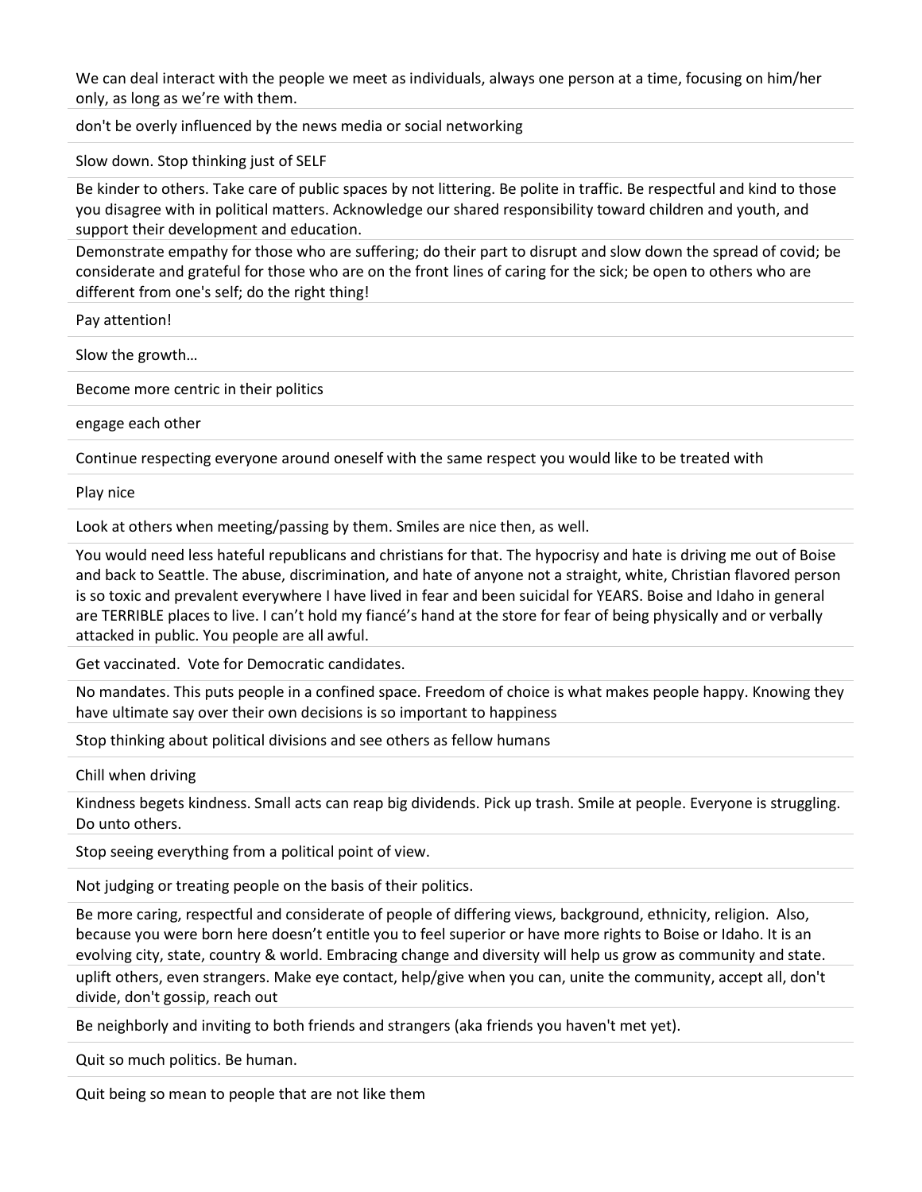We can deal interact with the people we meet as individuals, always one person at a time, focusing on him/her only, as long as we're with them.

don't be overly influenced by the news media or social networking

Slow down. Stop thinking just of SELF

Be kinder to others. Take care of public spaces by not littering. Be polite in traffic. Be respectful and kind to those you disagree with in political matters. Acknowledge our shared responsibility toward children and youth, and support their development and education.

Demonstrate empathy for those who are suffering; do their part to disrupt and slow down the spread of covid; be considerate and grateful for those who are on the front lines of caring for the sick; be open to others who are different from one's self; do the right thing!

Pay attention!

Slow the growth…

Become more centric in their politics

engage each other

Continue respecting everyone around oneself with the same respect you would like to be treated with

Play nice

Look at others when meeting/passing by them. Smiles are nice then, as well.

You would need less hateful republicans and christians for that. The hypocrisy and hate is driving me out of Boise and back to Seattle. The abuse, discrimination, and hate of anyone not a straight, white, Christian flavored person is so toxic and prevalent everywhere I have lived in fear and been suicidal for YEARS. Boise and Idaho in general are TERRIBLE places to live. I can't hold my fiancé's hand at the store for fear of being physically and or verbally attacked in public. You people are all awful.

Get vaccinated. Vote for Democratic candidates.

No mandates. This puts people in a confined space. Freedom of choice is what makes people happy. Knowing they have ultimate say over their own decisions is so important to happiness

Stop thinking about political divisions and see others as fellow humans

Chill when driving

Kindness begets kindness. Small acts can reap big dividends. Pick up trash. Smile at people. Everyone is struggling. Do unto others.

Stop seeing everything from a political point of view.

Not judging or treating people on the basis of their politics.

Be more caring, respectful and considerate of people of differing views, background, ethnicity, religion. Also, because you were born here doesn't entitle you to feel superior or have more rights to Boise or Idaho. It is an evolving city, state, country & world. Embracing change and diversity will help us grow as community and state.

uplift others, even strangers. Make eye contact, help/give when you can, unite the community, accept all, don't divide, don't gossip, reach out

Be neighborly and inviting to both friends and strangers (aka friends you haven't met yet).

Quit so much politics. Be human.

Quit being so mean to people that are not like them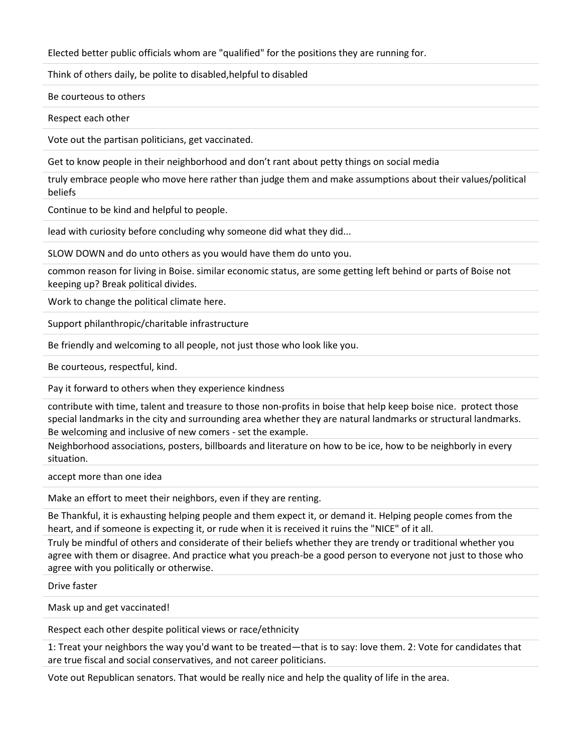Elected better public officials whom are "qualified" for the positions they are running for.

Think of others daily, be polite to disabled,helpful to disabled

Be courteous to others

Respect each other

Vote out the partisan politicians, get vaccinated.

Get to know people in their neighborhood and don't rant about petty things on social media

truly embrace people who move here rather than judge them and make assumptions about their values/political beliefs

Continue to be kind and helpful to people.

lead with curiosity before concluding why someone did what they did...

SLOW DOWN and do unto others as you would have them do unto you.

common reason for living in Boise. similar economic status, are some getting left behind or parts of Boise not keeping up? Break political divides.

Work to change the political climate here.

Support philanthropic/charitable infrastructure

Be friendly and welcoming to all people, not just those who look like you.

Be courteous, respectful, kind.

Pay it forward to others when they experience kindness

contribute with time, talent and treasure to those non-profits in boise that help keep boise nice. protect those special landmarks in the city and surrounding area whether they are natural landmarks or structural landmarks. Be welcoming and inclusive of new comers - set the example.

Neighborhood associations, posters, billboards and literature on how to be ice, how to be neighborly in every situation.

accept more than one idea

Make an effort to meet their neighbors, even if they are renting.

Be Thankful, it is exhausting helping people and them expect it, or demand it. Helping people comes from the heart, and if someone is expecting it, or rude when it is received it ruins the "NICE" of it all.

Truly be mindful of others and considerate of their beliefs whether they are trendy or traditional whether you agree with them or disagree. And practice what you preach-be a good person to everyone not just to those who agree with you politically or otherwise.

Drive faster

Mask up and get vaccinated!

Respect each other despite political views or race/ethnicity

1: Treat your neighbors the way you'd want to be treated—that is to say: love them. 2: Vote for candidates that are true fiscal and social conservatives, and not career politicians.

Vote out Republican senators. That would be really nice and help the quality of life in the area.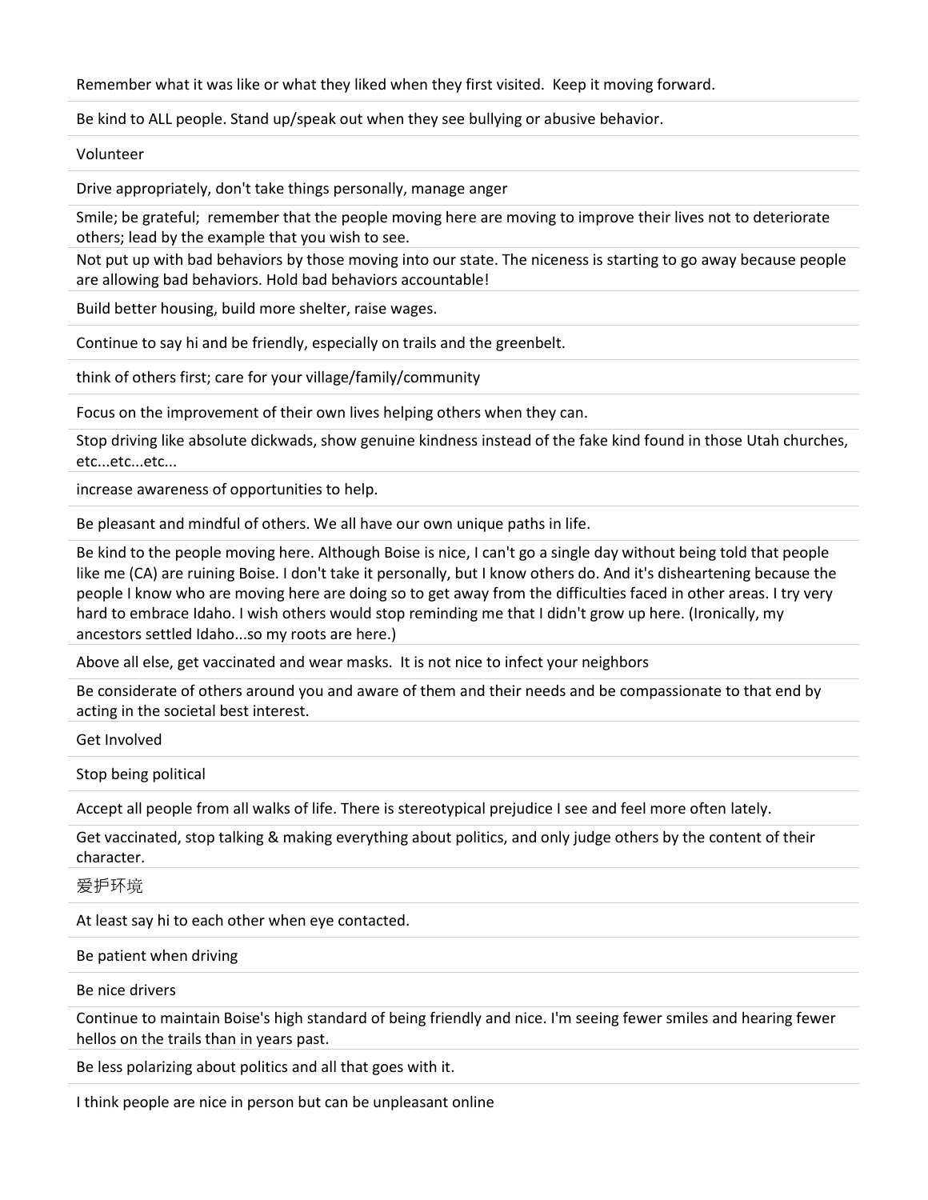Remember what it was like or what they liked when they first visited. Keep it moving forward.

Be kind to ALL people. Stand up/speak out when they see bullying or abusive behavior.

Volunteer

Drive appropriately, don't take things personally, manage anger

Smile; be grateful; remember that the people moving here are moving to improve their lives not to deteriorate others; lead by the example that you wish to see.

Not put up with bad behaviors by those moving into our state. The niceness is starting to go away because people are allowing bad behaviors. Hold bad behaviors accountable!

Build better housing, build more shelter, raise wages.

Continue to say hi and be friendly, especially on trails and the greenbelt.

think of others first; care for your village/family/community

Focus on the improvement of their own lives helping others when they can.

Stop driving like absolute dickwads, show genuine kindness instead of the fake kind found in those Utah churches, etc...etc...etc...

increase awareness of opportunities to help.

Be pleasant and mindful of others. We all have our own unique paths in life.

Be kind to the people moving here. Although Boise is nice, I can't go a single day without being told that people like me (CA) are ruining Boise. I don't take it personally, but I know others do. And it's disheartening because the people I know who are moving here are doing so to get away from the difficulties faced in other areas. I try very hard to embrace Idaho. I wish others would stop reminding me that I didn't grow up here. (Ironically, my ancestors settled Idaho...so my roots are here.)

Above all else, get vaccinated and wear masks. It is not nice to infect your neighbors

Be considerate of others around you and aware of them and their needs and be compassionate to that end by acting in the societal best interest.

Get Involved

Stop being political

Accept all people from all walks of life. There is stereotypical prejudice I see and feel more often lately.

Get vaccinated, stop talking & making everything about politics, and only judge others by the content of their character.

爱护环境

At least say hi to each other when eye contacted.

Be patient when driving

Be nice drivers

Continue to maintain Boise's high standard of being friendly and nice. I'm seeing fewer smiles and hearing fewer hellos on the trails than in years past.

Be less polarizing about politics and all that goes with it.

I think people are nice in person but can be unpleasant online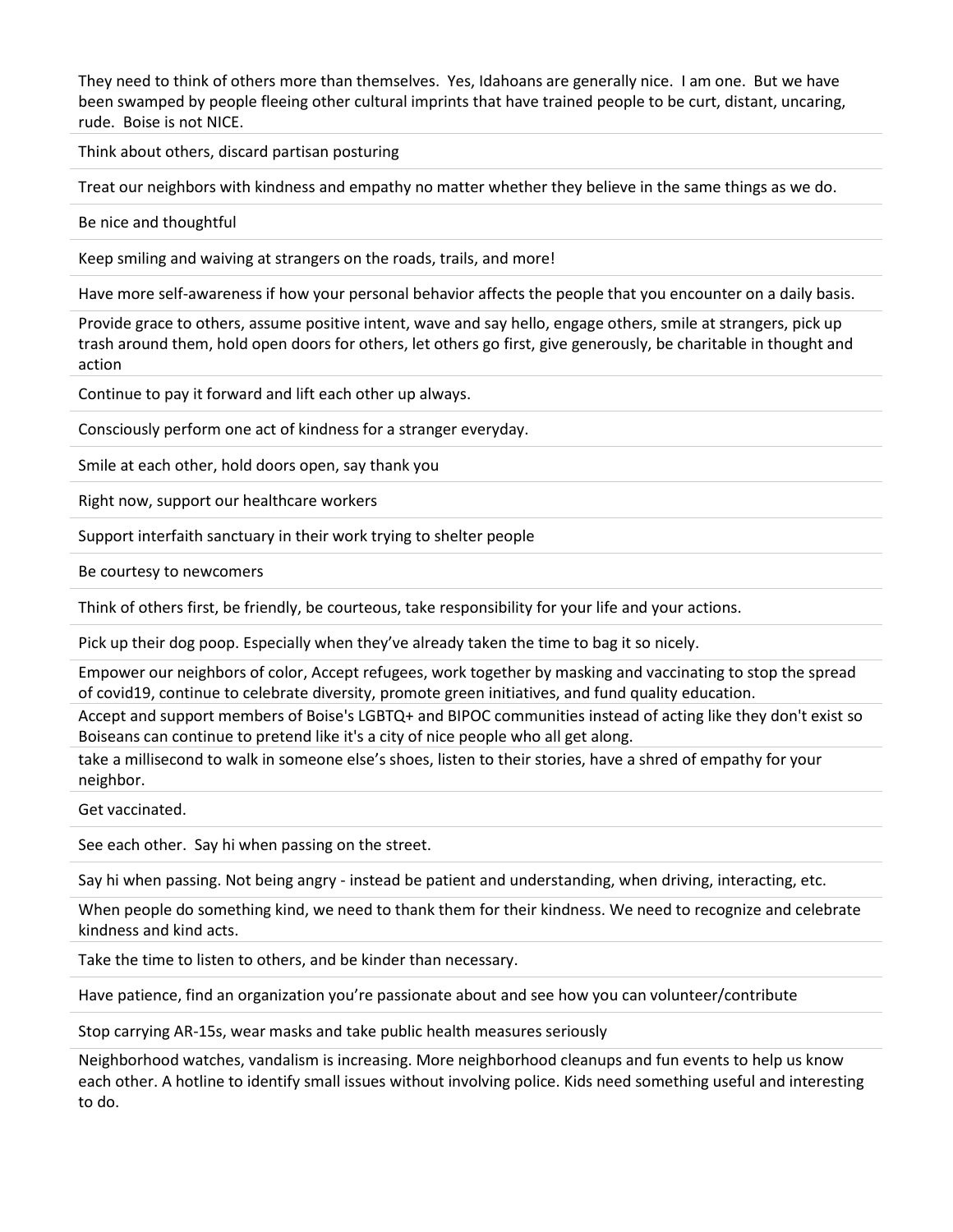They need to think of others more than themselves. Yes, Idahoans are generally nice. I am one. But we have been swamped by people fleeing other cultural imprints that have trained people to be curt, distant, uncaring, rude. Boise is not NICE.

Think about others, discard partisan posturing

Treat our neighbors with kindness and empathy no matter whether they believe in the same things as we do.

Be nice and thoughtful

Keep smiling and waiving at strangers on the roads, trails, and more!

Have more self-awareness if how your personal behavior affects the people that you encounter on a daily basis.

Provide grace to others, assume positive intent, wave and say hello, engage others, smile at strangers, pick up trash around them, hold open doors for others, let others go first, give generously, be charitable in thought and action

Continue to pay it forward and lift each other up always.

Consciously perform one act of kindness for a stranger everyday.

Smile at each other, hold doors open, say thank you

Right now, support our healthcare workers

Support interfaith sanctuary in their work trying to shelter people

Be courtesy to newcomers

Think of others first, be friendly, be courteous, take responsibility for your life and your actions.

Pick up their dog poop. Especially when they've already taken the time to bag it so nicely.

Empower our neighbors of color, Accept refugees, work together by masking and vaccinating to stop the spread of covid19, continue to celebrate diversity, promote green initiatives, and fund quality education.

Accept and support members of Boise's LGBTQ+ and BIPOC communities instead of acting like they don't exist so Boiseans can continue to pretend like it's a city of nice people who all get along.

take a millisecond to walk in someone else's shoes, listen to their stories, have a shred of empathy for your neighbor.

Get vaccinated.

See each other. Say hi when passing on the street.

Say hi when passing. Not being angry - instead be patient and understanding, when driving, interacting, etc.

When people do something kind, we need to thank them for their kindness. We need to recognize and celebrate kindness and kind acts.

Take the time to listen to others, and be kinder than necessary.

Have patience, find an organization you're passionate about and see how you can volunteer/contribute

Stop carrying AR-15s, wear masks and take public health measures seriously

Neighborhood watches, vandalism is increasing. More neighborhood cleanups and fun events to help us know each other. A hotline to identify small issues without involving police. Kids need something useful and interesting to do.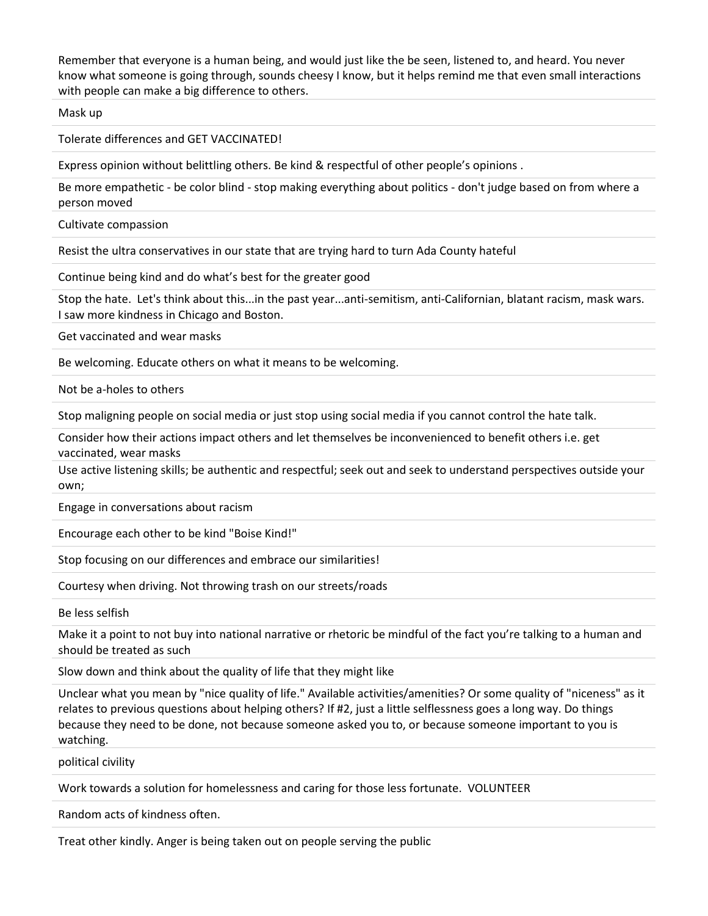Remember that everyone is a human being, and would just like the be seen, listened to, and heard. You never know what someone is going through, sounds cheesy I know, but it helps remind me that even small interactions with people can make a big difference to others.

Mask up

Tolerate differences and GET VACCINATED!

Express opinion without belittling others. Be kind & respectful of other people's opinions .

Be more empathetic - be color blind - stop making everything about politics - don't judge based on from where a person moved

Cultivate compassion

Resist the ultra conservatives in our state that are trying hard to turn Ada County hateful

Continue being kind and do what's best for the greater good

Stop the hate. Let's think about this...in the past year...anti-semitism, anti-Californian, blatant racism, mask wars. I saw more kindness in Chicago and Boston.

Get vaccinated and wear masks

Be welcoming. Educate others on what it means to be welcoming.

Not be a-holes to others

Stop maligning people on social media or just stop using social media if you cannot control the hate talk.

Consider how their actions impact others and let themselves be inconvenienced to benefit others i.e. get vaccinated, wear masks

Use active listening skills; be authentic and respectful; seek out and seek to understand perspectives outside your own;

Engage in conversations about racism

Encourage each other to be kind "Boise Kind!"

Stop focusing on our differences and embrace our similarities!

Courtesy when driving. Not throwing trash on our streets/roads

Be less selfish

Make it a point to not buy into national narrative or rhetoric be mindful of the fact you're talking to a human and should be treated as such

Slow down and think about the quality of life that they might like

Unclear what you mean by "nice quality of life." Available activities/amenities? Or some quality of "niceness" as it relates to previous questions about helping others? If #2, just a little selflessness goes a long way. Do things because they need to be done, not because someone asked you to, or because someone important to you is watching.

political civility

Work towards a solution for homelessness and caring for those less fortunate. VOLUNTEER

Random acts of kindness often.

Treat other kindly. Anger is being taken out on people serving the public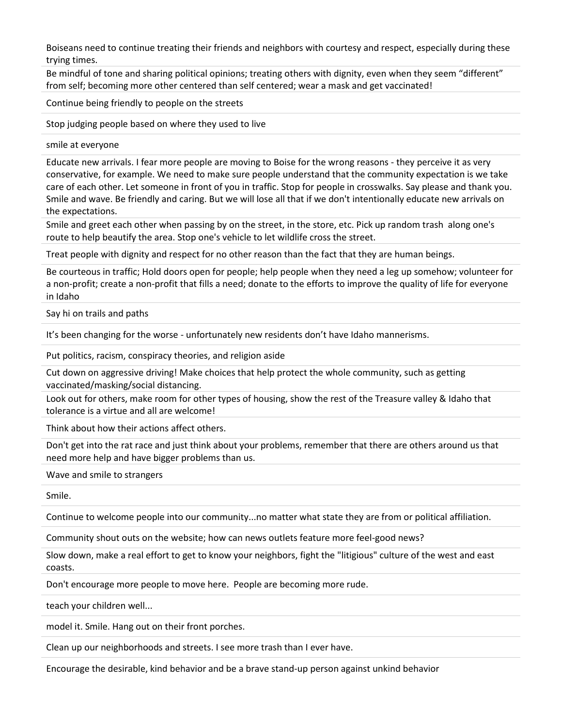Boiseans need to continue treating their friends and neighbors with courtesy and respect, especially during these trying times.

Be mindful of tone and sharing political opinions; treating others with dignity, even when they seem "different" from self; becoming more other centered than self centered; wear a mask and get vaccinated!

Continue being friendly to people on the streets

Stop judging people based on where they used to live

smile at everyone

Educate new arrivals. I fear more people are moving to Boise for the wrong reasons - they perceive it as very conservative, for example. We need to make sure people understand that the community expectation is we take care of each other. Let someone in front of you in traffic. Stop for people in crosswalks. Say please and thank you. Smile and wave. Be friendly and caring. But we will lose all that if we don't intentionally educate new arrivals on the expectations.

Smile and greet each other when passing by on the street, in the store, etc. Pick up random trash along one's route to help beautify the area. Stop one's vehicle to let wildlife cross the street.

Treat people with dignity and respect for no other reason than the fact that they are human beings.

Be courteous in traffic; Hold doors open for people; help people when they need a leg up somehow; volunteer for a non-profit; create a non-profit that fills a need; donate to the efforts to improve the quality of life for everyone in Idaho

Say hi on trails and paths

It's been changing for the worse - unfortunately new residents don't have Idaho mannerisms.

Put politics, racism, conspiracy theories, and religion aside

Cut down on aggressive driving! Make choices that help protect the whole community, such as getting vaccinated/masking/social distancing.

Look out for others, make room for other types of housing, show the rest of the Treasure valley & Idaho that tolerance is a virtue and all are welcome!

Think about how their actions affect others.

Don't get into the rat race and just think about your problems, remember that there are others around us that need more help and have bigger problems than us.

Wave and smile to strangers

Smile.

Continue to welcome people into our community...no matter what state they are from or political affiliation.

Community shout outs on the website; how can news outlets feature more feel-good news?

Slow down, make a real effort to get to know your neighbors, fight the "litigious" culture of the west and east coasts.

Don't encourage more people to move here. People are becoming more rude.

teach your children well...

model it. Smile. Hang out on their front porches.

Clean up our neighborhoods and streets. I see more trash than I ever have.

Encourage the desirable, kind behavior and be a brave stand-up person against unkind behavior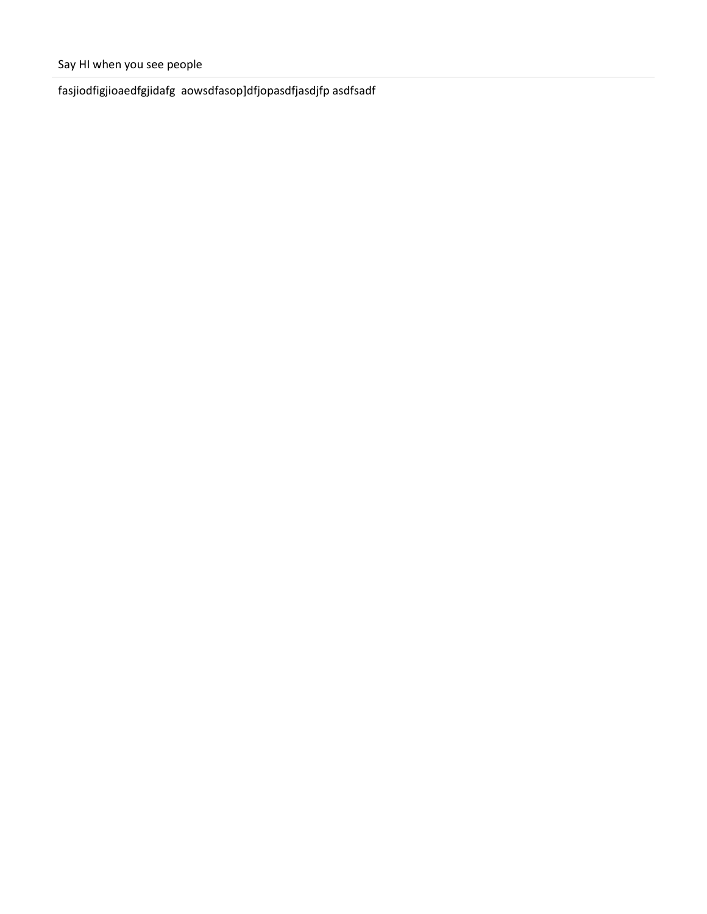Say HI when you see people

---

fasjiodfigjioaedfgjidafg  aowsdfasop]dfjopasdfjasdjfp asdfsadf